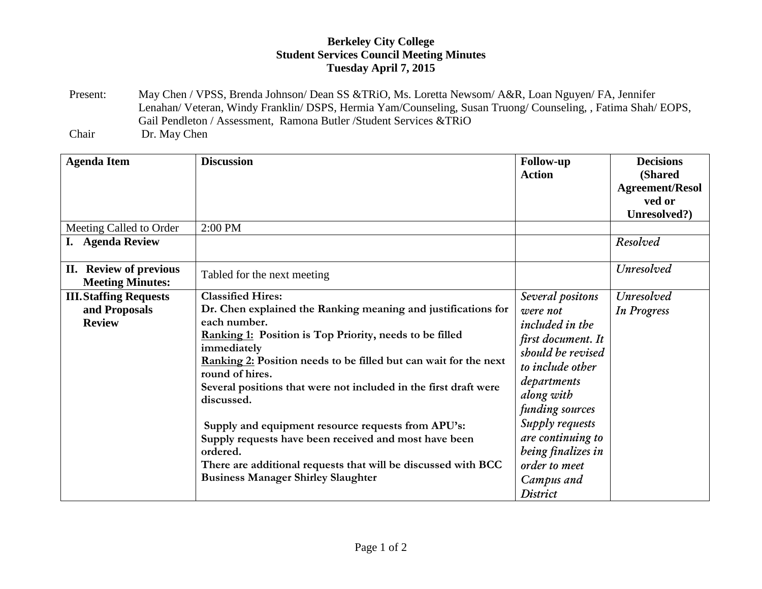**Berkeley City College**
**Student Services Council Meeting Minutes**
**Tuesday April 7, 2015**

Present: May Chen / VPSS, Brenda Johnson/ Dean SS &TRiO, Ms. Loretta Newsom/ A&R, Loan Nguyen/ FA, Jennifer Lenahan/ Veteran, Windy Franklin/ DSPS, Hermia Yam/Counseling, Susan Truong/ Counseling, , Fatima Shah/ EOPS, Gail Pendleton / Assessment, Ramona Butler /Student Services &TRiO

Chair Dr. May Chen

| **Agenda Item** | **Discussion** | **Follow-up Action** | **Decisions (Shared Agreement/Resolved or Unresolved?)** |
|---|---|---|---|
| Meeting Called to Order | 2:00 PM | | |
| **I. Agenda Review** | | | *Resolved* |
| **II. Review of previous Meeting Minutes:** | Tabled for the next meeting | | *Unresolved* |
| **III. Staffing Requests and Proposals Review** | **Classified Hires:**<br>**Dr. Chen explained the Ranking meaning and justifications for each number.**<br>**<u>Ranking 1:</u> Position is Top Priority, needs to be filled immediately**<br>**<u>Ranking 2:</u> Position needs to be filled but can wait for the next round of hires.**<br>**Several positions that were not included in the first draft were discussed.**<br><br>**Supply and equipment resource requests from APU's:**<br>**Supply requests have been received and most have been ordered.**<br>**There are additional requests that will be discussed with BCC Business Manager Shirley Slaughter** | *Several positons were not included in the first document. It should be revised to include other departments along with funding sources*<br>*Supply requests are continuing to being finalizes in order to meet Campus and District* | *Unresolved*<br>*In Progress* |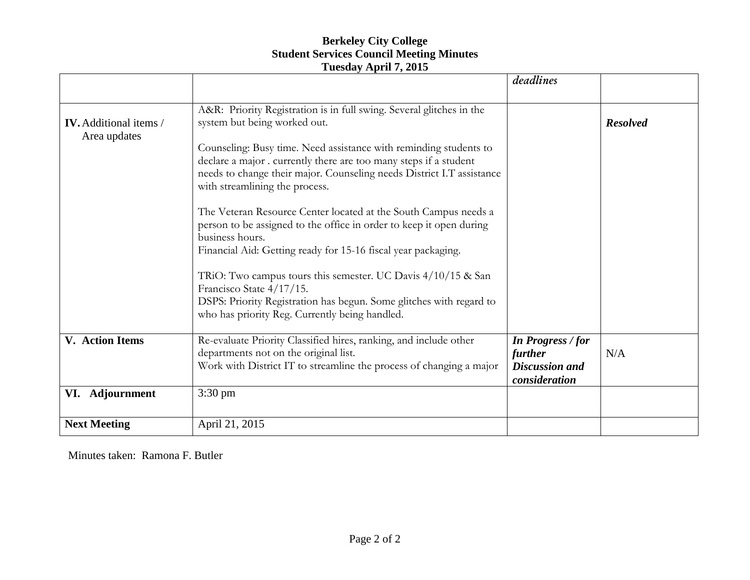**Berkeley City College**
**Student Services Council Meeting Minutes**
**Tuesday April 7, 2015**

| | | | |
|---|---|---|---|
| | | *deadlines* | |
| **IV.** Additional items / Area updates | A&R: Priority Registration is in full swing. Several glitches in the system but being worked out.<br><br>Counseling: Busy time. Need assistance with reminding students to declare a major . currently there are too many steps if a student needs to change their major. Counseling needs District I.T assistance with streamlining the process.<br><br>The Veteran Resource Center located at the South Campus needs a person to be assigned to the office in order to keep it open during business hours.<br>Financial Aid: Getting ready for 15-16 fiscal year packaging.<br><br>TRiO: Two campus tours this semester. UC Davis 4/10/15 & San Francisco State 4/17/15.<br>DSPS: Priority Registration has begun. Some glitches with regard to who has priority Reg. Currently being handled. | | ***Resolved*** |
| **V. Action Items** | Re-evaluate Priority Classified hires, ranking, and include other departments not on the original list.<br>Work with District IT to streamline the process of changing a major | ***In Progress / for further Discussion and consideration*** | N/A |
| **VI. Adjournment** | 3:30 pm | | |
| **Next Meeting** | April 21, 2015 | | |

Minutes taken: Ramona F. Butler